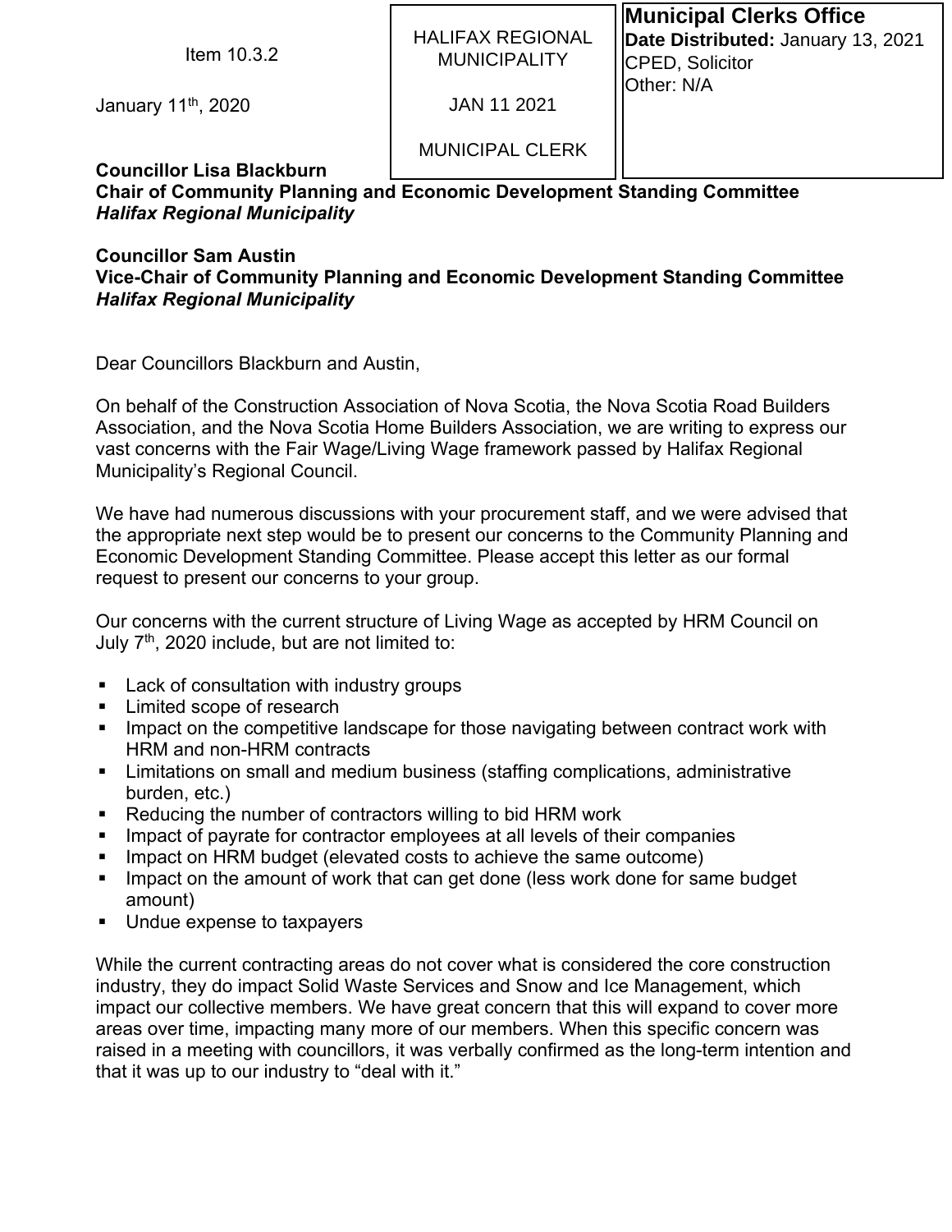Item 10.3.2

January 11th, 2020

HALIFAX REGIONAL MUNICIPALITY

JAN 11 2021

MUNICIPAL CLERK

**Municipal Clerks Office**
**Date Distributed:** January 13, 2021
CPED, Solicitor
Other: N/A

**Councillor Lisa Blackburn**
**Chair of Community Planning and Economic Development Standing Committee**
***Halifax Regional Municipality***

**Councillor Sam Austin**
**Vice-Chair of Community Planning and Economic Development Standing Committee**
***Halifax Regional Municipality***

Dear Councillors Blackburn and Austin,

On behalf of the Construction Association of Nova Scotia, the Nova Scotia Road Builders Association, and the Nova Scotia Home Builders Association, we are writing to express our vast concerns with the Fair Wage/Living Wage framework passed by Halifax Regional Municipality's Regional Council.

We have had numerous discussions with your procurement staff, and we were advised that the appropriate next step would be to present our concerns to the Community Planning and Economic Development Standing Committee. Please accept this letter as our formal request to present our concerns to your group.

Our concerns with the current structure of Living Wage as accepted by HRM Council on July 7th, 2020 include, but are not limited to:

- Lack of consultation with industry groups
- Limited scope of research
- Impact on the competitive landscape for those navigating between contract work with HRM and non-HRM contracts
- Limitations on small and medium business (staffing complications, administrative burden, etc.)
- Reducing the number of contractors willing to bid HRM work
- Impact of payrate for contractor employees at all levels of their companies
- Impact on HRM budget (elevated costs to achieve the same outcome)
- Impact on the amount of work that can get done (less work done for same budget amount)
- Undue expense to taxpayers

While the current contracting areas do not cover what is considered the core construction industry, they do impact Solid Waste Services and Snow and Ice Management, which impact our collective members. We have great concern that this will expand to cover more areas over time, impacting many more of our members. When this specific concern was raised in a meeting with councillors, it was verbally confirmed as the long-term intention and that it was up to our industry to "deal with it."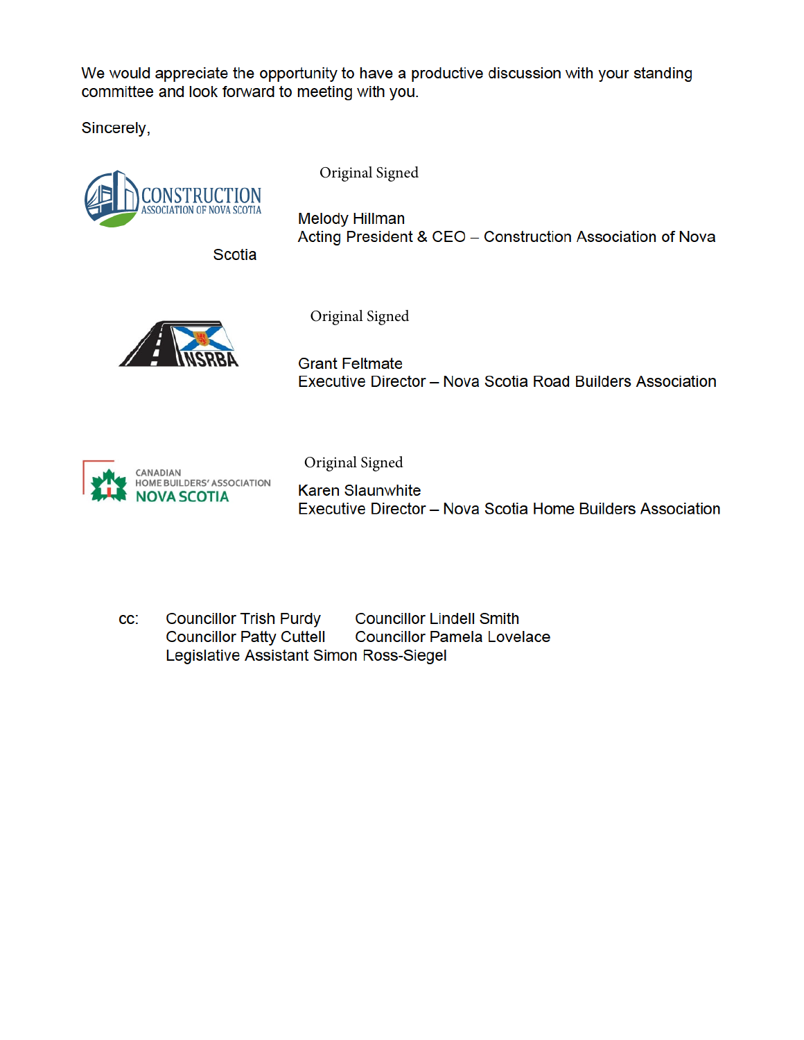We would appreciate the opportunity to have a productive discussion with your standing committee and look forward to meeting with you.

Sincerely,

Original Signed

Melody Hillman
Acting President & CEO – Construction Association of Nova Scotia

Original Signed

Grant Feltmate
Executive Director – Nova Scotia Road Builders Association

Original Signed

Karen Slaunwhite
Executive Director – Nova Scotia Home Builders Association

cc: Councillor Trish Purdy
Councillor Lindell Smith
Councillor Patty Cuttell
Councillor Pamela Lovelace
Legislative Assistant Simon Ross-Siegel